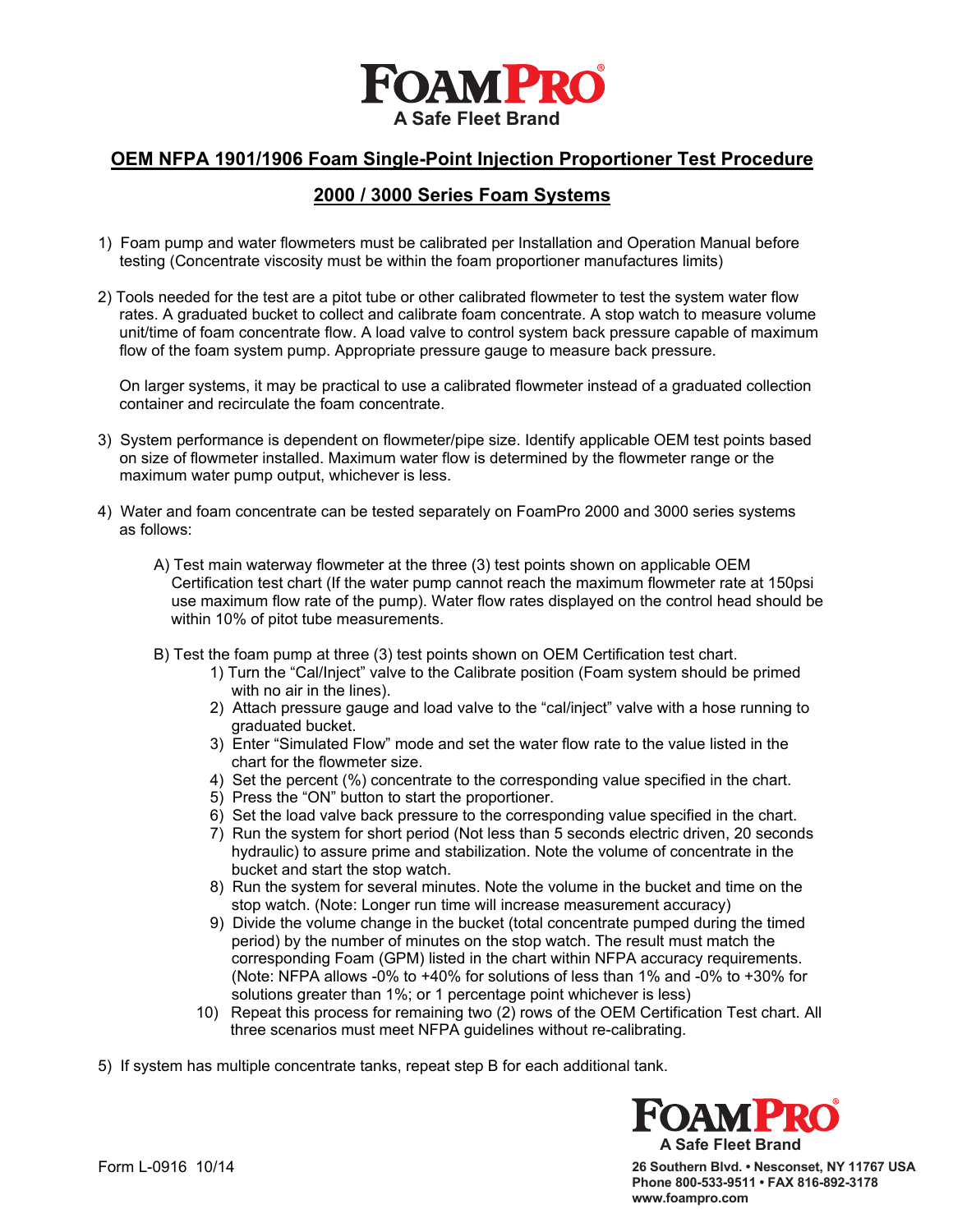FOAMPRO®
A Safe Fleet Brand

# OEM NFPA 1901/1906 Foam Single-Point Injection Proportioner Test Procedure

## 2000 / 3000 Series Foam Systems

1) Foam pump and water flowmeters must be calibrated per Installation and Operation Manual before testing (Concentrate viscosity must be within the foam proportioner manufactures limits)

2) Tools needed for the test are a pitot tube or other calibrated flowmeter to test the system water flow rates. A graduated bucket to collect and calibrate foam concentrate. A stop watch to measure volume unit/time of foam concentrate flow. A load valve to control system back pressure capable of maximum flow of the foam system pump. Appropriate pressure gauge to measure back pressure.

   On larger systems, it may be practical to use a calibrated flowmeter instead of a graduated collection container and recirculate the foam concentrate.

3) System performance is dependent on flowmeter/pipe size. Identify applicable OEM test points based on size of flowmeter installed. Maximum water flow is determined by the flowmeter range or the maximum water pump output, whichever is less.

4) Water and foam concentrate can be tested separately on FoamPro 2000 and 3000 series systems as follows:

   A) Test main waterway flowmeter at the three (3) test points shown on applicable OEM Certification test chart (If the water pump cannot reach the maximum flowmeter rate at 150psi use maximum flow rate of the pump). Water flow rates displayed on the control head should be within 10% of pitot tube measurements.

   B) Test the foam pump at three (3) test points shown on OEM Certification test chart.
      1) Turn the “Cal/Inject” valve to the Calibrate position (Foam system should be primed with no air in the lines).
      2) Attach pressure gauge and load valve to the “cal/inject” valve with a hose running to graduated bucket.
      3) Enter “Simulated Flow” mode and set the water flow rate to the value listed in the chart for the flowmeter size.
      4) Set the percent (%) concentrate to the corresponding value specified in the chart.
      5) Press the “ON” button to start the proportioner.
      6) Set the load valve back pressure to the corresponding value specified in the chart.
      7) Run the system for short period (Not less than 5 seconds electric driven, 20 seconds hydraulic) to assure prime and stabilization. Note the volume of concentrate in the bucket and start the stop watch.
      8) Run the system for several minutes. Note the volume in the bucket and time on the stop watch. (Note: Longer run time will increase measurement accuracy)
      9) Divide the volume change in the bucket (total concentrate pumped during the timed period) by the number of minutes on the stop watch. The result must match the corresponding Foam (GPM) listed in the chart within NFPA accuracy requirements. (Note: NFPA allows -0% to +40% for solutions of less than 1% and -0% to +30% for solutions greater than 1%; or 1 percentage point whichever is less)
      10) Repeat this process for remaining two (2) rows of the OEM Certification Test chart. All three scenarios must meet NFPA guidelines without re-calibrating.

5) If system has multiple concentrate tanks, repeat step B for each additional tank.

Form L-0916 10/14

FOAMPRO®
A Safe Fleet Brand
26 Southern Blvd. • Nesconset, NY 11767 USA
Phone 800-533-9511 • FAX 816-892-3178
www.foampro.com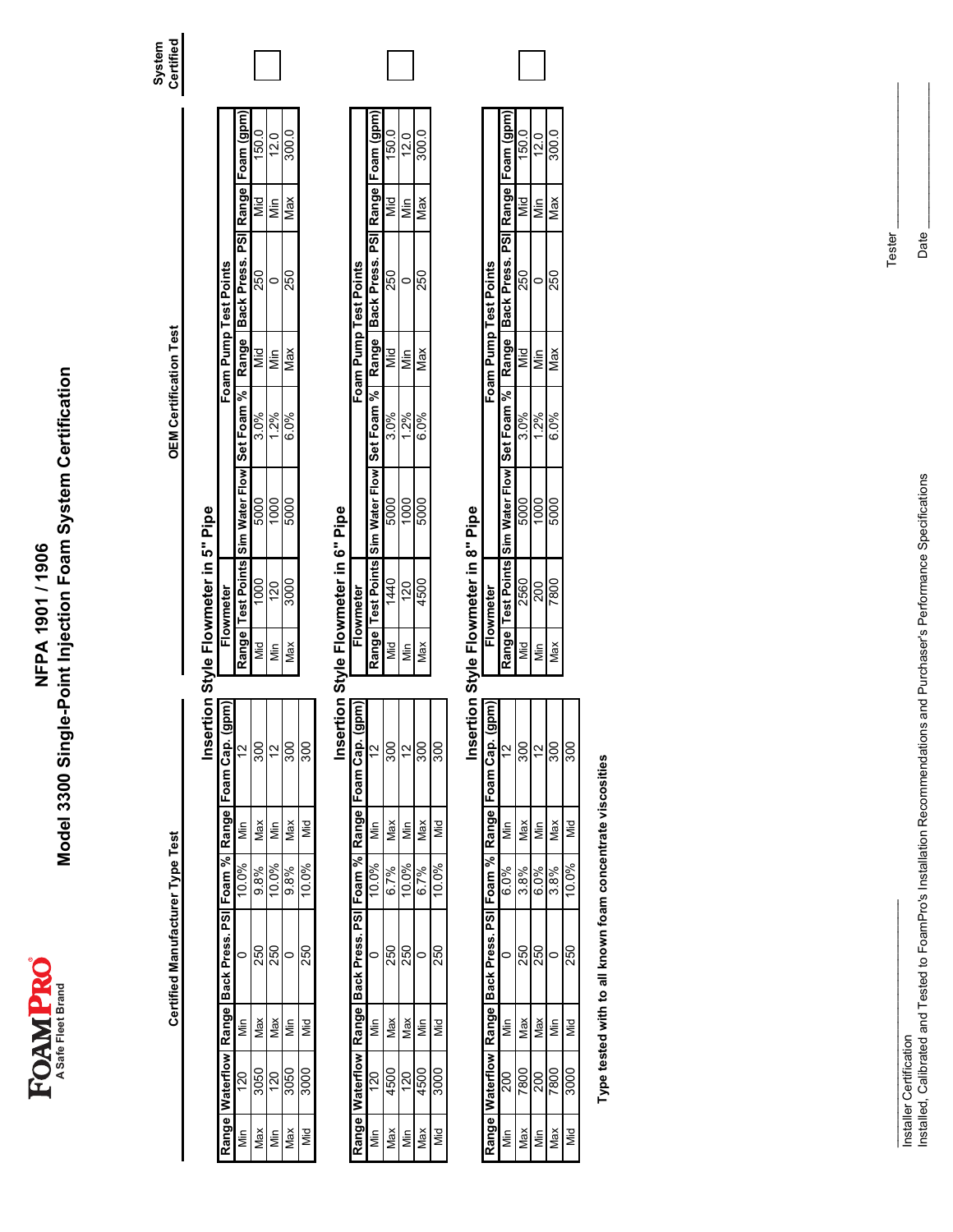**FOAMPRO**®
A Safe Fleet Brand

# NFPA 1901 / 1906
# Model 3300 Single-Point Injection Foam System Certification

## Insertion Style Flowmeter in 5" Pipe

**Certified Manufacturer Type Test**

| Range | Waterflow | Range | Back Press. PSI | Foam % | Range | Foam Cap. (gpm) |
|---|---|---|---|---|---|---|
| Min | 120 | Min | 0 | 10.0% | Min | 12 |
| Max | 3050 | Max | 250 | 9.8% | Max | 300 |
| Min | 120 | Max | 250 | 10.0% | Min | 12 |
| Max | 3050 | Min | 0 | 9.8% | Max | 300 |
| Mid | 3000 | Mid | 250 | 10.0% | Mid | 300 |

**OEM Certification Test**

| Flowmeter | | | | Foam Pump Test Points | | | System Certified |
|---|---|---|---|---|---|---|---|
| Range | Test Points | Sim Water Flow | Set Foam % | Range | Back Press. PSI | Range | Foam (gpm) |
| Mid | 1000 | 5000 | 3.0% | Mid | 250 | Mid | 150.0 |
| Min | 120 | 1000 | 1.2% | Min | 0 | Min | 12.0 |
| Max | 3000 | 5000 | 6.0% | Max | 250 | Max | 300.0 |

☐

## Insertion Style Flowmeter in 6" Pipe

| Range | Waterflow | Range | Back Press. PSI | Foam % | Range | Foam Cap. (gpm) |
|---|---|---|---|---|---|---|
| Min | 120 | Min | 0 | 10.0% | Min | 12 |
| Max | 4500 | Max | 250 | 6.7% | Max | 300 |
| Min | 120 | Max | 250 | 10.0% | Min | 12 |
| Max | 4500 | Min | 0 | 6.7% | Max | 300 |
| Mid | 3000 | Mid | 250 | 10.0% | Mid | 300 |

| Flowmeter | | | | Foam Pump Test Points | | | |
|---|---|---|---|---|---|---|---|
| Range | Test Points | Sim Water Flow | Set Foam % | Range | Back Press. PSI | Range | Foam (gpm) |
| Mid | 1440 | 5000 | 3.0% | Mid | 250 | Mid | 150.0 |
| Min | 120 | 1000 | 1.2% | Min | 0 | Min | 12.0 |
| Max | 4500 | 5000 | 6.0% | Max | 250 | Max | 300.0 |

☐

## Insertion Style Flowmeter in 8" Pipe

| Range | Waterflow | Range | Back Press. PSI | Foam % | Range | Foam Cap. (gpm) |
|---|---|---|---|---|---|---|
| Min | 200 | Min | 0 | 6.0% | Min | 12 |
| Max | 7800 | Max | 250 | 3.8% | Max | 300 |
| Min | 200 | Max | 250 | 6.0% | Min | 12 |
| Max | 7800 | Min | 0 | 3.8% | Max | 300 |
| Mid | 3000 | Mid | 250 | 10.0% | Mid | 300 |

| Flowmeter | | | | Foam Pump Test Points | | | |
|---|---|---|---|---|---|---|---|
| Range | Test Points | Sim Water Flow | Set Foam % | Range | Back Press. PSI | Range | Foam (gpm) |
| Mid | 2560 | 5000 | 3.0% | Mid | 250 | Mid | 150.0 |
| Min | 200 | 1000 | 1.2% | Min | 0 | Min | 12.0 |
| Max | 7800 | 5000 | 6.0% | Max | 250 | Max | 300.0 |

☐

**Type tested with to all known foam concentrate viscosities**

Installer Certification
Installed, Calibrated and Tested to FoamPro's Installation Recommendations and Purchaser's Performance Specifications

Tester ____________________

Date ____________________